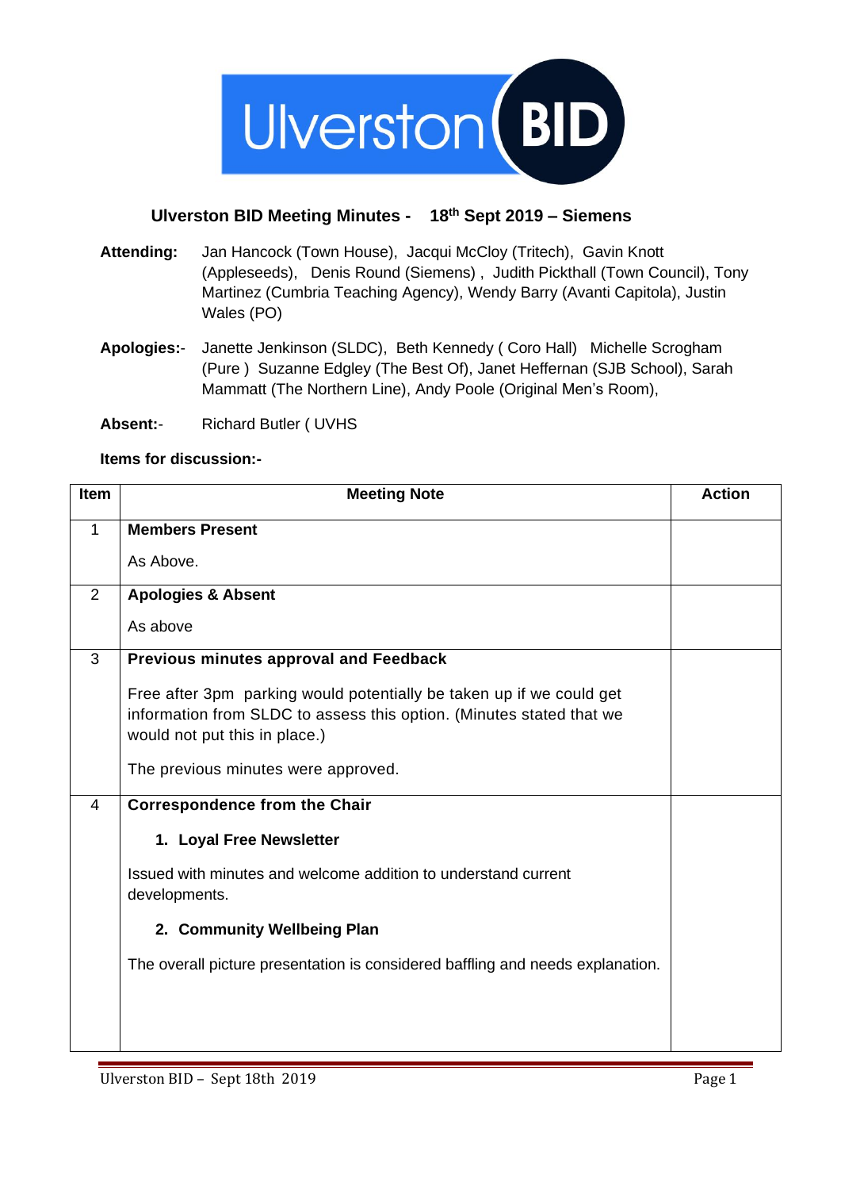## Ulverston BID Meeting Minutes - 18th Sept 2019 – Siemens

**Attending:** Jan Hancock (Town House), Jacqui McCloy (Tritech), Gavin Knott (Appleseeds), Denis Round (Siemens), Judith Pickthall (Town Council), Tony Martinez (Cumbria Teaching Agency), Wendy Barry (Avanti Capitola), Justin Wales (PO)

**Apologies:-** Janette Jenkinson (SLDC), Beth Kennedy ( Coro Hall) Michelle Scrogham (Pure ) Suzanne Edgley (The Best Of), Janet Heffernan (SJB School), Sarah Mammatt (The Northern Line), Andy Poole (Original Men's Room),

**Absent:-** Richard Butler ( UVHS

**Items for discussion:-**

| Item | Meeting Note | Action |
|---|---|---|
| 1 | **Members Present**<br><br>As Above. | |
| 2 | **Apologies & Absent**<br><br>As above | |
| 3 | **Previous minutes approval and Feedback**<br><br>Free after 3pm parking would potentially be taken up if we could get information from SLDC to assess this option. (Minutes stated that we would not put this in place.)<br><br>The previous minutes were approved. | |
| 4 | **Correspondence from the Chair**<br><br>**1. Loyal Free Newsletter**<br><br>Issued with minutes and welcome addition to understand current developments.<br><br>**2. Community Wellbeing Plan**<br><br>The overall picture presentation is considered baffling and needs explanation. | |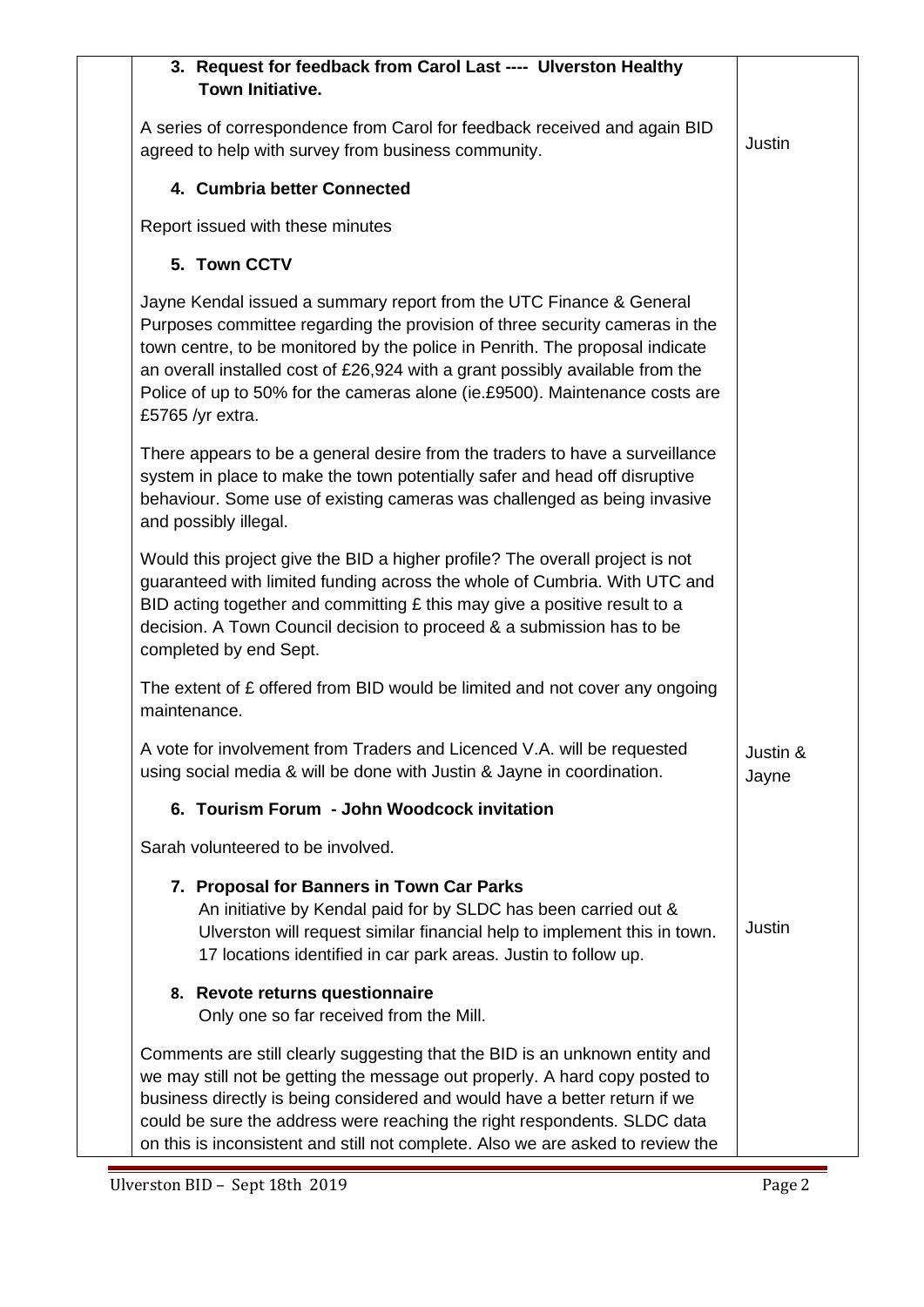| | | |
|---|---|---|
| | **3. Request for feedback from Carol Last ---- Ulverston Healthy Town Initiative.** | |
| | A series of correspondence from Carol for feedback received and again BID agreed to help with survey from business community. | Justin |
| | **4. Cumbria better Connected** | |
| | Report issued with these minutes | |
| | **5. Town CCTV** | |
| | Jayne Kendal issued a summary report from the UTC Finance & General Purposes committee regarding the provision of three security cameras in the town centre, to be monitored by the police in Penrith. The proposal indicate an overall installed cost of £26,924 with a grant possibly available from the Police of up to 50% for the cameras alone (ie.£9500). Maintenance costs are £5765 /yr extra. | |
| | There appears to be a general desire from the traders to have a surveillance system in place to make the town potentially safer and head off disruptive behaviour. Some use of existing cameras was challenged as being invasive and possibly illegal. | |
| | Would this project give the BID a higher profile? The overall project is not guaranteed with limited funding across the whole of Cumbria. With UTC and BID acting together and committing £ this may give a positive result to a decision. A Town Council decision to proceed & a submission has to be completed by end Sept. | |
| | The extent of £ offered from BID would be limited and not cover any ongoing maintenance. | |
| | A vote for involvement from Traders and Licenced V.A. will be requested using social media & will be done with Justin & Jayne in coordination. | Justin & Jayne |
| | **6. Tourism Forum - John Woodcock invitation** | |
| | Sarah volunteered to be involved. | |
| | **7. Proposal for Banners in Town Car Parks**<br>An initiative by Kendal paid for by SLDC has been carried out & Ulverston will request similar financial help to implement this in town. 17 locations identified in car park areas. Justin to follow up. | Justin |
| | **8. Revote returns questionnaire**<br>Only one so far received from the Mill. | |
| | Comments are still clearly suggesting that the BID is an unknown entity and we may still not be getting the message out properly. A hard copy posted to business directly is being considered and would have a better return if we could be sure the address were reaching the right respondents. SLDC data on this is inconsistent and still not complete. Also we are asked to review the | |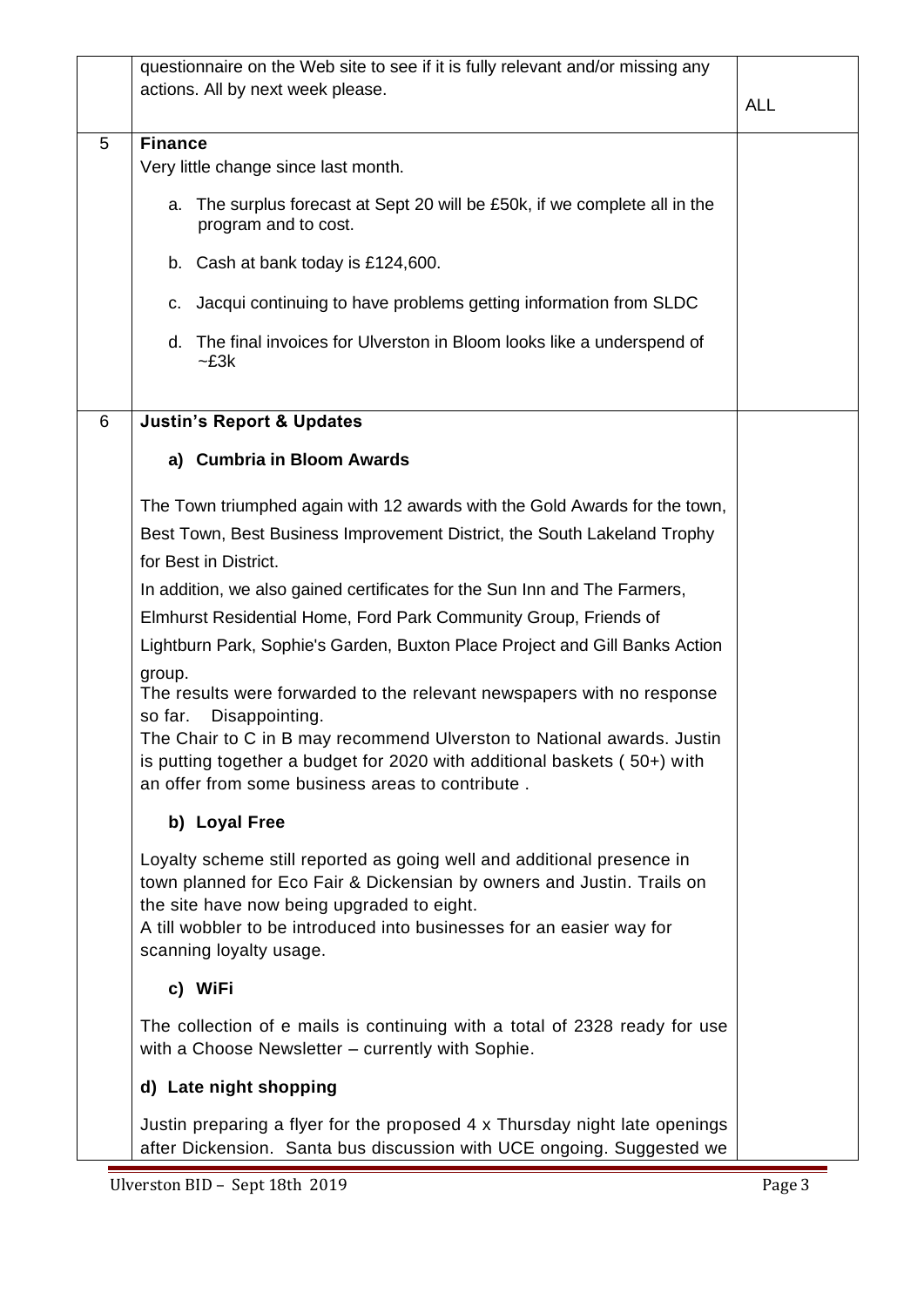| | | |
|---|---|---|
| | questionnaire on the Web site to see if it is fully relevant and/or missing any actions. All by next week please. | ALL |
| 5 | **Finance**<br>Very little change since last month.<br>a. The surplus forecast at Sept 20 will be £50k, if we complete all in the program and to cost.<br>b. Cash at bank today is £124,600.<br>c. Jacqui continuing to have problems getting information from SLDC<br>d. The final invoices for Ulverston in Bloom looks like a underspend of ~£3k | |
| 6 | **Justin's Report & Updates**<br>**a) Cumbria in Bloom Awards**<br>The Town triumphed again with 12 awards with the Gold Awards for the town, Best Town, Best Business Improvement District, the South Lakeland Trophy for Best in District.<br>In addition, we also gained certificates for the Sun Inn and The Farmers, Elmhurst Residential Home, Ford Park Community Group, Friends of Lightburn Park, Sophie's Garden, Buxton Place Project and Gill Banks Action group.<br>The results were forwarded to the relevant newspapers with no response so far. Disappointing.<br>The Chair to C in B may recommend Ulverston to National awards. Justin is putting together a budget for 2020 with additional baskets ( 50+) with an offer from some business areas to contribute .<br>**b) Loyal Free**<br>Loyalty scheme still reported as going well and additional presence in town planned for Eco Fair & Dickensian by owners and Justin. Trails on the site have now being upgraded to eight.<br>A till wobbler to be introduced into businesses for an easier way for scanning loyalty usage.<br>**c) WiFi**<br>The collection of e mails is continuing with a total of 2328 ready for use with a Choose Newsletter – currently with Sophie.<br>**d) Late night shopping**<br>Justin preparing a flyer for the proposed 4 x Thursday night late openings after Dickension. Santa bus discussion with UCE ongoing. Suggested we | |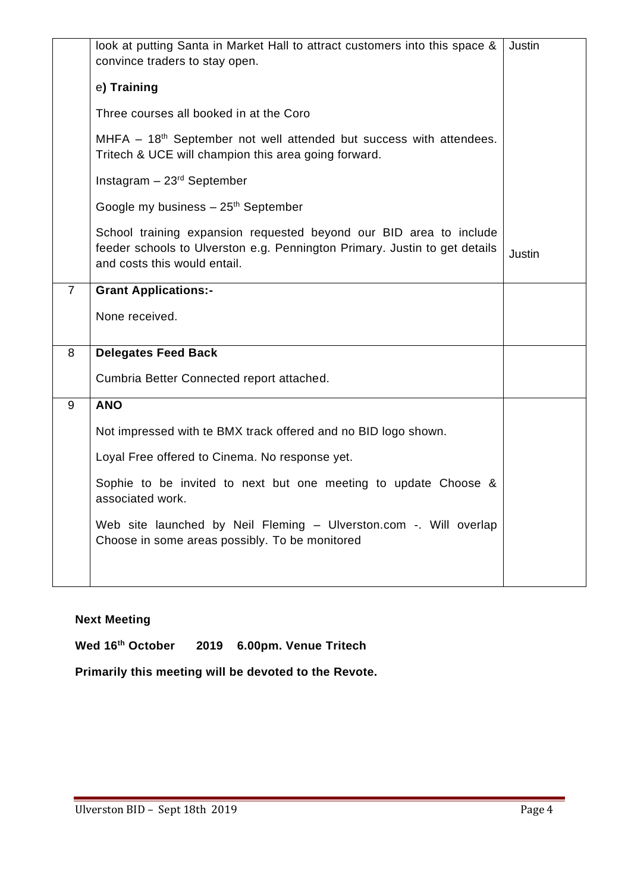| | | |
|---|---|---|
| | look at putting Santa in Market Hall to attract customers into this space & convince traders to stay open.<br><br>e**) Training**<br><br>Three courses all booked in at the Coro<br><br>MHFA – 18th September not well attended but success with attendees. Tritech & UCE will champion this area going forward.<br><br>Instagram – 23rd September<br><br>Google my business – 25th September<br><br>School training expansion requested beyond our BID area to include feeder schools to Ulverston e.g. Pennington Primary. Justin to get details and costs this would entail. | Justin<br><br><br><br><br><br><br><br><br><br><br><br><br>Justin |
| 7 | **Grant Applications:-**<br><br>None received. | |
| 8 | **Delegates Feed Back**<br><br>Cumbria Better Connected report attached. | |
| 9 | **ANO**<br><br>Not impressed with te BMX track offered and no BID logo shown.<br><br>Loyal Free offered to Cinema. No response yet.<br><br>Sophie to be invited to next but one meeting to update Choose & associated work.<br><br>Web site launched by Neil Fleming – Ulverston.com -. Will overlap Choose in some areas possibly. To be monitored | |

**Next Meeting**

**Wed 16th October 2019 6.00pm. Venue Tritech**

**Primarily this meeting will be devoted to the Revote.**